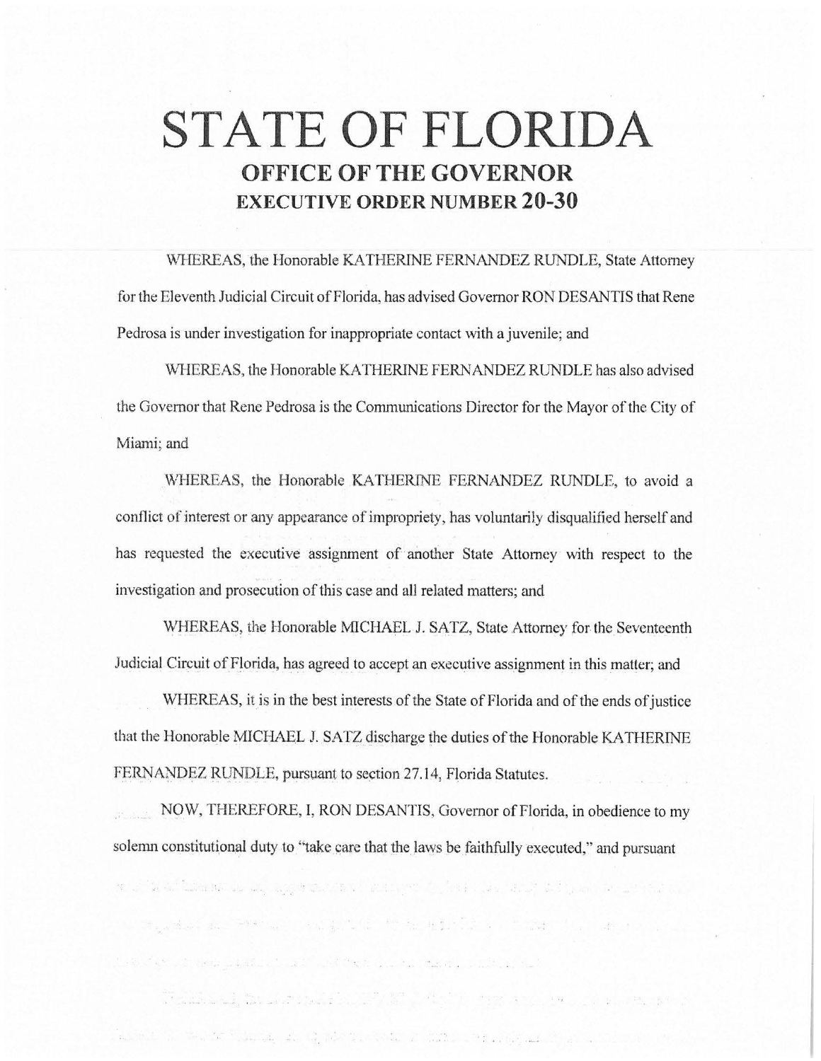# STATE OF FLORIDA

## OFFICE OF THE GOVERNOR

## EXECUTIVE ORDER NUMBER 20-30

WHEREAS, the Honorable KATHERINE FERNANDEZ RUNDLE, State Attorney for the Eleventh Judicial Circuit of Florida, has advised Governor RON DESANTIS that Rene Pedrosa is under investigation for inappropriate contact with a juvenile; and

WHEREAS, the Honorable KATHERINE FERNANDEZ RUNDLE has also advised the Governor that Rene Pedrosa is the Communications Director for the Mayor of the City of Miami; and

WHEREAS, the Honorable KATHERINE FERNANDEZ RUNDLE, to avoid a conflict of interest or any appearance of impropriety, has voluntarily disqualified herself and has requested the executive assignment of another State Attorney with respect to the investigation and prosecution of this case and all related matters; and

WHEREAS, the Honorable MICHAEL J. SATZ, State Attorney for the Seventeenth Judicial Circuit of Florida, has agreed to accept an executive assignment in this matter; and

WHEREAS, it is in the best interests of the State of Florida and of the ends of justice that the Honorable MICHAEL J. SATZ discharge the duties of the Honorable KATHERINE FERNANDEZ RUNDLE, pursuant to section 27.14, Florida Statutes.

NOW, THEREFORE, I, RON DESANTIS, Governor of Florida, in obedience to my solemn constitutional duty to "take care that the laws be faithfully executed," and pursuant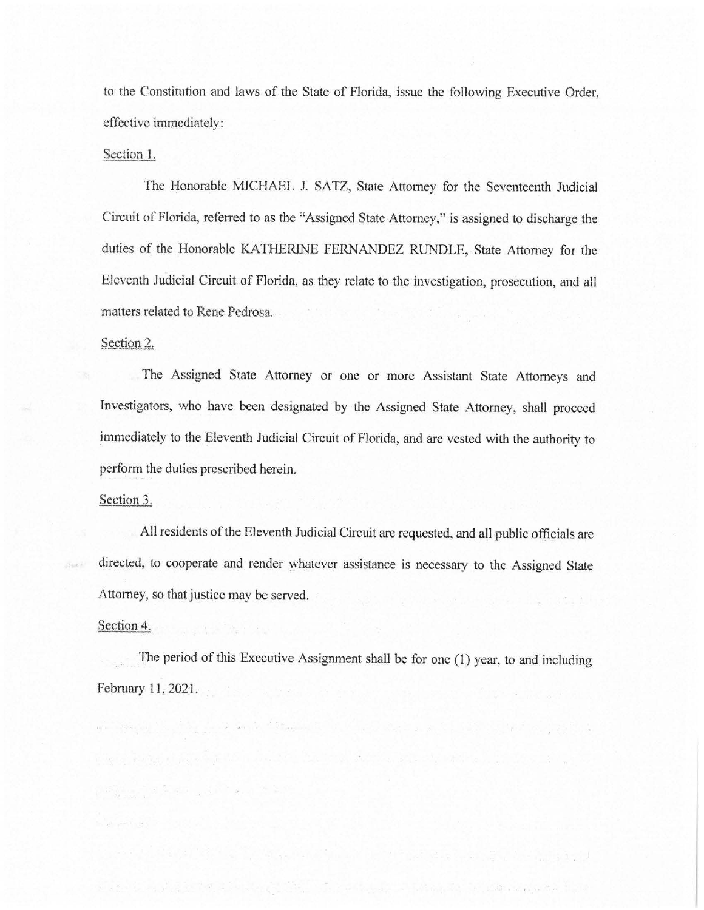to the Constitution and laws of the State of Florida, issue the following Executive Order, effective immediately:

Section 1.

The Honorable MICHAEL J. SATZ, State Attorney for the Seventeenth Judicial Circuit of Florida, referred to as the "Assigned State Attorney," is assigned to discharge the duties of the Honorable KATHERINE FERNANDEZ RUNDLE, State Attorney for the Eleventh Judicial Circuit of Florida, as they relate to the investigation, prosecution, and all matters related to Rene Pedrosa.

Section 2.

The Assigned State Attorney or one or more Assistant State Attorneys and Investigators, who have been designated by the Assigned State Attorney, shall proceed immediately to the Eleventh Judicial Circuit of Florida, and are vested with the authority to perform the duties prescribed herein.

Section 3.

All residents of the Eleventh Judicial Circuit are requested, and all public officials are directed, to cooperate and render whatever assistance is necessary to the Assigned State Attorney, so that justice may be served.

Section 4.

The period of this Executive Assignment shall be for one (1) year, to and including February 11, 2021.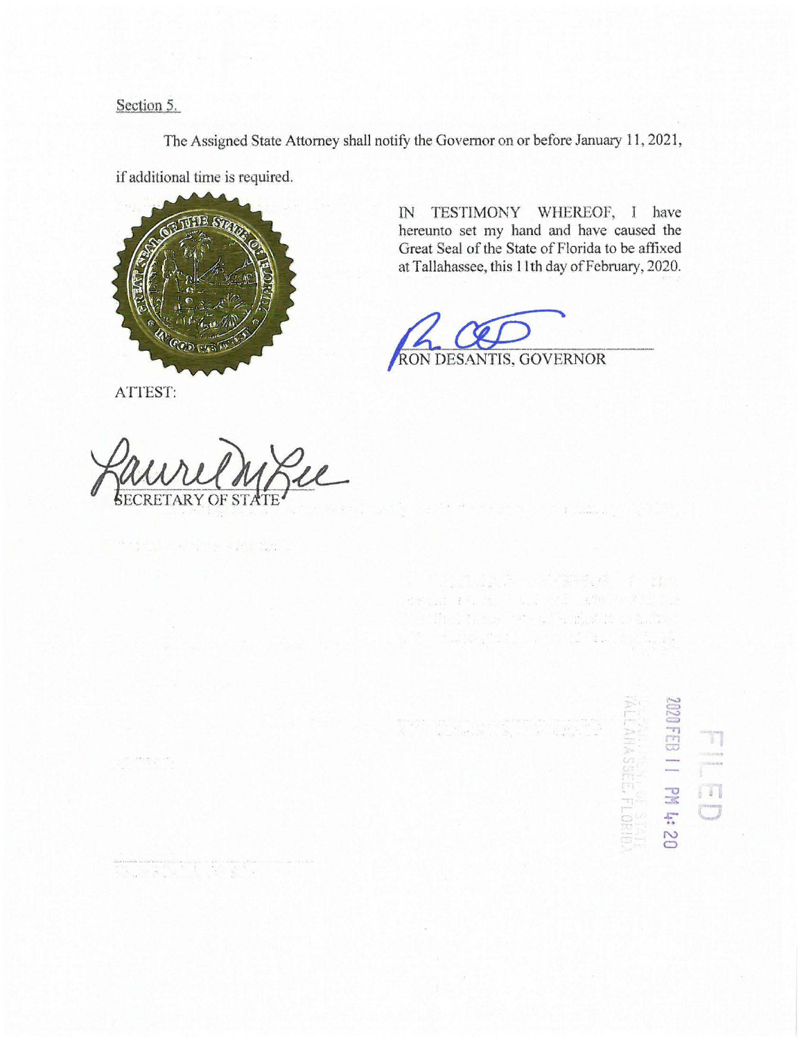Section 5.

The Assigned State Attorney shall notify the Governor on or before January 11, 2021, if additional time is required.

IN TESTIMONY WHEREOF, I have hereunto set my hand and have caused the Great Seal of the State of Florida to be affixed at Tallahassee, this 11th day of February, 2020.

RON DESANTIS, GOVERNOR

ATTEST:

SECRETARY OF STATE

FILED

2020 FEB 11 PM 4:20

DEPARTMENT OF STATE
TALLAHASSEE, FLORIDA